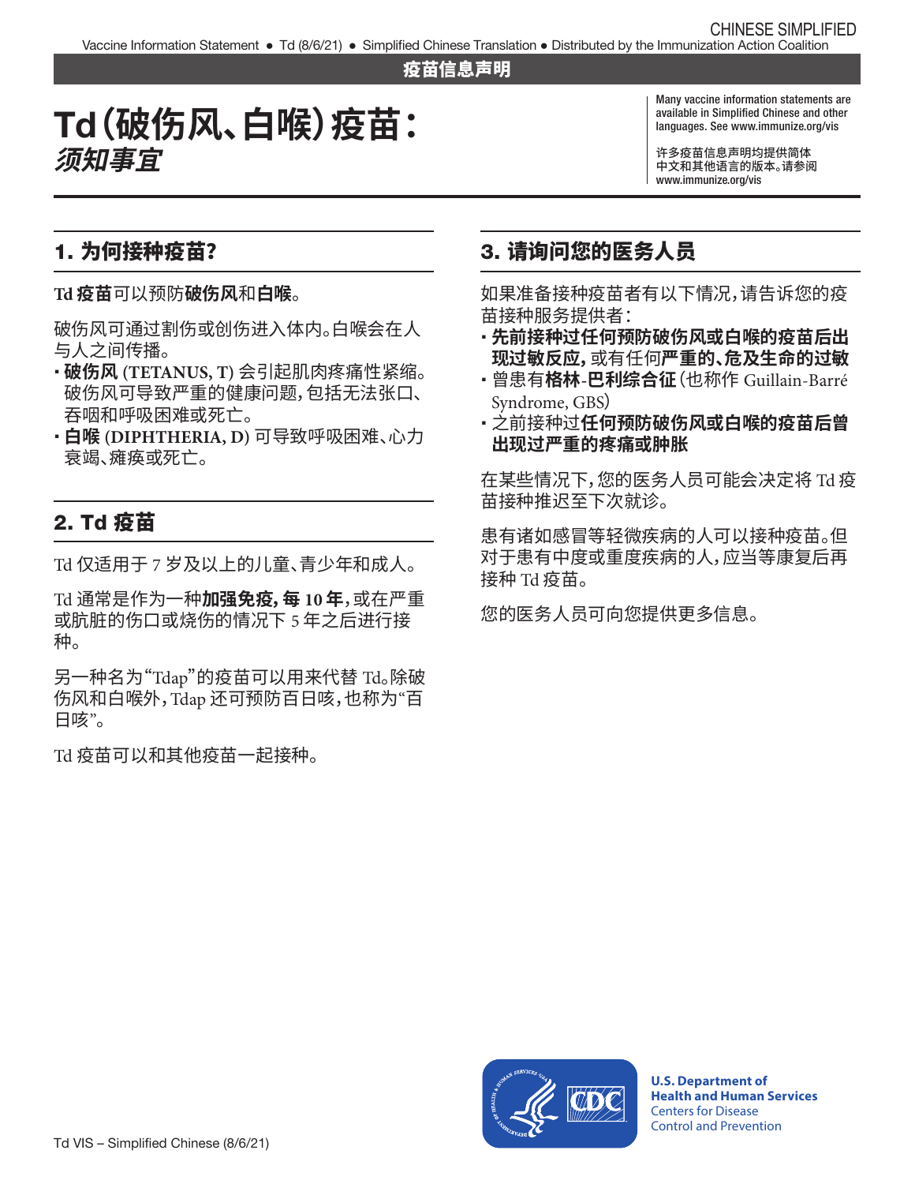疫苗信息声明

# Td（破伤风、白喉）疫苗：*须知事宜*

Many vaccine information statements are available in Simplified Chinese and other languages. See www.immunize.org/vis

许多疫苗信息声明均提供简体中文和其他语言的版本。请参阅 www.immunize.org/vis

## 1. 为何接种疫苗？

**Td 疫苗**可以预防**破伤风**和**白喉**。

破伤风可通过割伤或创伤进入体内。白喉会在人与人之间传播。

- **破伤风 (TETANUS, T)** 会引起肌肉疼痛性紧缩。破伤风可导致严重的健康问题，包括无法张口、吞咽和呼吸困难或死亡。
- **白喉 (DIPHTHERIA, D)** 可导致呼吸困难、心力衰竭、瘫痪或死亡。

## 2. Td 疫苗

Td 仅适用于 7 岁及以上的儿童、青少年和成人。

Td 通常是作为一种**加强免疫，每 10 年**，或在严重或肮脏的伤口或烧伤的情况下 5 年之后进行接种。

另一种名为“Tdap”的疫苗可以用来代替 Td。除破伤风和白喉外，Tdap 还可预防百日咳，也称为“百日咳”。

Td 疫苗可以和其他疫苗一起接种。

## 3. 请询问您的医务人员

如果准备接种疫苗者有以下情况，请告诉您的疫苗接种服务提供者：

- **先前接种过任何预防破伤风或白喉的疫苗后出现过敏反应**，或有任何**严重的、危及生命的过敏**
- 曾患有**格林-巴利综合征**（也称作 Guillain-Barré Syndrome, GBS）
- 之前接种过**任何预防破伤风或白喉的疫苗后曾出现过严重的疼痛或肿胀**

在某些情况下，您的医务人员可能会决定将 Td 疫苗接种推迟至下次就诊。

患有诸如感冒等轻微疾病的人可以接种疫苗。但对于患有中度或重度疾病的人，应当等康复后再接种 Td 疫苗。

您的医务人员可向您提供更多信息。

U.S. Department of Health and Human Services
Centers for Disease Control and Prevention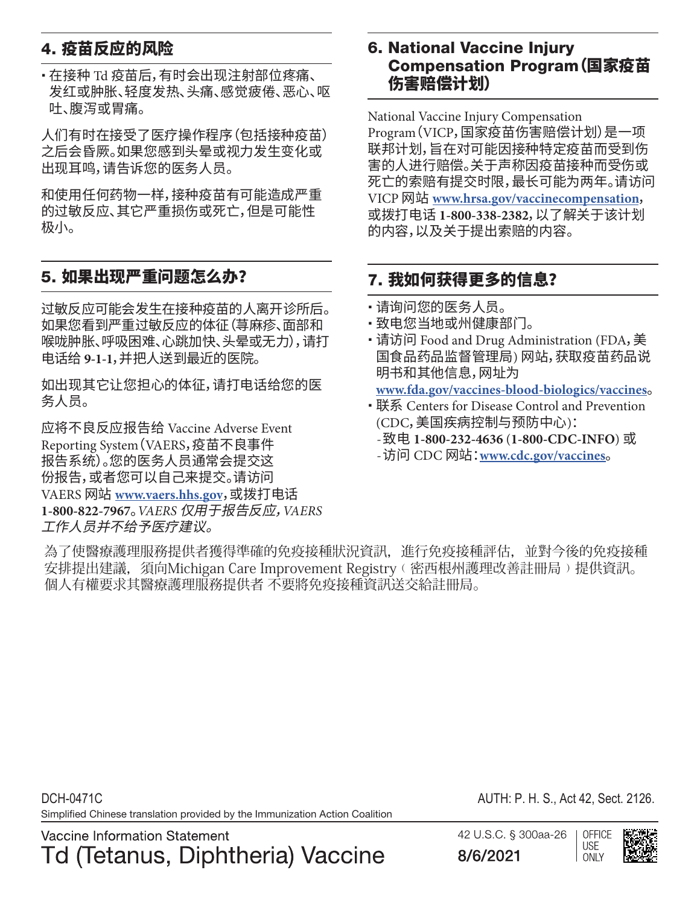## 4. 疫苗反应的风险

- 在接种 Td 疫苗后，有时会出现注射部位疼痛、发红或肿胀、轻度发热、头痛、感觉疲倦、恶心、呕吐、腹泻或胃痛。

人们有时在接受了医疗操作程序（包括接种疫苗）之后会昏厥。如果您感到头晕或视力发生变化或出现耳鸣，请告诉您的医务人员。

和使用任何药物一样，接种疫苗有可能造成严重的过敏反应、其它严重损伤或死亡，但是可能性极小。

## 5. 如果出现严重问题怎么办？

过敏反应可能会发生在接种疫苗的人离开诊所后。如果您看到严重过敏反应的体征（荨麻疹、面部和喉咙肿胀、呼吸困难、心跳加快、头晕或无力），请打电话给 **9-1-1**，并把人送到最近的医院。

如出现其它让您担心的体征，请打电话给您的医务人员。

应将不良反应报告给 Vaccine Adverse Event Reporting System（VAERS，疫苗不良事件报告系统）。您的医务人员通常会提交这份报告，或者您可以自己来提交。请访问 VAERS 网站 **www.vaers.hhs.gov**，或拨打电话 **1-800-822-7967**。*VAERS 仅用于报告反应，VAERS 工作人员并不给予医疗建议。*

## 6. National Vaccine Injury Compensation Program（国家疫苗伤害赔偿计划）

National Vaccine Injury Compensation Program（VICP，国家疫苗伤害赔偿计划）是一项联邦计划，旨在对可能因接种特定疫苗而受到伤害的人进行赔偿。关于声称因疫苗接种而受伤或死亡的索赔有提交时限，最长可能为两年。请访问 VICP 网站 **www.hrsa.gov/vaccinecompensation**，或拨打电话 **1-800-338-2382**，以了解关于该计划的内容，以及关于提出索赔的内容。

## 7. 我如何获得更多的信息？

- 请询问您的医务人员。
- 致电您当地或州健康部门。
- 请访问 Food and Drug Administration (FDA，美国食品药品监督管理局) 网站，获取疫苗药品说明书和其他信息，网址为 **www.fda.gov/vaccines-blood-biologics/vaccines**。
- 联系 Centers for Disease Control and Prevention (CDC，美国疾病控制与预防中心)：
  - 致电 **1-800-232-4636** (**1-800-CDC-INFO**) 或
  - 访问 CDC 网站：**www.cdc.gov/vaccines**。

為了使醫療護理服務提供者獲得準確的免疫接種狀況資訊，進行免疫接種評估，並對今後的免疫接種安排提出建議，須向Michigan Care Improvement Registry（密西根州護理改善註冊局）提供資訊。個人有權要求其醫療護理服務提供者 不要將免疫接種資訊送交給註冊局。

DCH-0471C

Simplified Chinese translation provided by the Immunization Action Coalition

AUTH: P. H. S., Act 42, Sect. 2126.

Vaccine Information Statement

Td (Tetanus, Diphtheria) Vaccine

42 U.S.C. § 300aa-26

**8/6/2021**

OFFICE USE ONLY